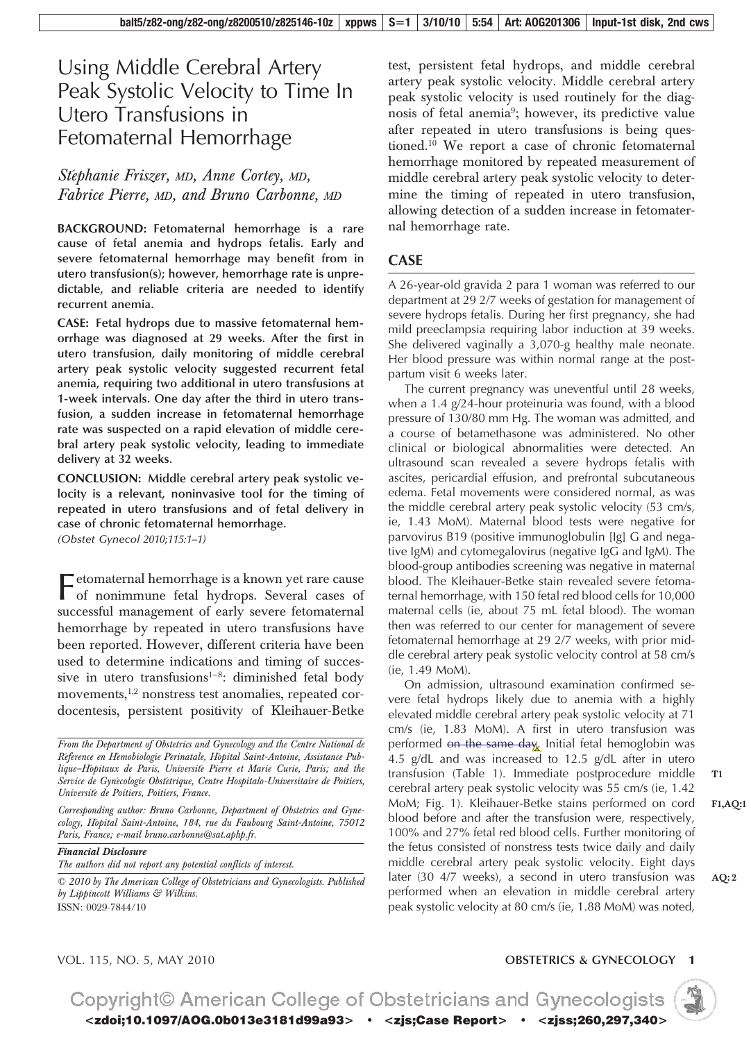# Using Middle Cerebral Artery Peak Systolic Velocity to Time In Utero Transfusions in Fetomaternal Hemorrhage

*Stéphanie Friszer, MD, Anne Cortey, MD, Fabrice Pierre, MD, and Bruno Carbonne, MD*

**BACKGROUND: Fetomaternal hemorrhage is a rare cause of fetal anemia and hydrops fetalis. Early and severe fetomaternal hemorrhage may benefit from in utero transfusion(s); however, hemorrhage rate is unpredictable, and reliable criteria are needed to identify recurrent anemia.**

**CASE: Fetal hydrops due to massive fetomaternal hemorrhage was diagnosed at 29 weeks. After the first in utero transfusion, daily monitoring of middle cerebral artery peak systolic velocity suggested recurrent fetal anemia, requiring two additional in utero transfusions at 1-week intervals. One day after the third in utero transfusion, a sudden increase in fetomaternal hemorrhage rate was suspected on a rapid elevation of middle cerebral artery peak systolic velocity, leading to immediate delivery at 32 weeks.**

**CONCLUSION: Middle cerebral artery peak systolic velocity is a relevant, noninvasive tool for the timing of repeated in utero transfusions and of fetal delivery in case of chronic fetomaternal hemorrhage.**

*(Obstet Gynecol 2010;115:1–1)*

Fetomaternal hemorrhage is a known yet rare cause of nonimmune fetal hydrops. Several cases of successful management of early severe fetomaternal hemorrhage by repeated in utero transfusions have been reported. However, different criteria have been used to determine indications and timing of successive in utero transfusions[1–8]: diminished fetal body movements,[1,2] nonstress test anomalies, repeated cordocentesis, persistent positivity of Kleihauer-Betke test, persistent fetal hydrops, and middle cerebral artery peak systolic velocity. Middle cerebral artery peak systolic velocity is used routinely for the diagnosis of fetal anemia[9]; however, its predictive value after repeated in utero transfusions is being questioned.[10] We report a case of chronic fetomaternal hemorrhage monitored by repeated measurement of middle cerebral artery peak systolic velocity to determine the timing of repeated in utero transfusion, allowing detection of a sudden increase in fetomaternal hemorrhage rate.

*From the Department of Obstetrics and Gynecology and the Centre National de Référence en Hemobiologie Perinatale, Hôpital Saint-Antoine, Assistance Publique–Hôpitaux de Paris, Université Pierre et Marie Curie, Paris; and the Service de Gynécologie Obstétrique, Centre Hospitalo-Universitaire de Poitiers, Université de Poitiers, Poitiers, France.*

*Corresponding author: Bruno Carbonne, Department of Obstetrics and Gynecology, Hôpital Saint-Antoine, 184, rue du Faubourg Saint-Antoine, 75012 Paris, France; e-mail bruno.carbonne@sat.aphp.fr.*

***Financial Disclosure***

*The authors did not report any potential conflicts of interest.*

*© 2010 by The American College of Obstetricians and Gynecologists. Published by Lippincott Williams & Wilkins.*

ISSN: 0029-7844/10

## CASE

A 26-year-old gravida 2 para 1 woman was referred to our department at 29 2/7 weeks of gestation for management of severe hydrops fetalis. During her first pregnancy, she had mild preeclampsia requiring labor induction at 39 weeks. She delivered vaginally a 3,070-g healthy male neonate. Her blood pressure was within normal range at the postpartum visit 6 weeks later.

The current pregnancy was uneventful until 28 weeks, when a 1.4 g/24-hour proteinuria was found, with a blood pressure of 130/80 mm Hg. The woman was admitted, and a course of betamethasone was administered. No other clinical or biological abnormalities were detected. An ultrasound scan revealed a severe hydrops fetalis with ascites, pericardial effusion, and prefrontal subcutaneous edema. Fetal movements were considered normal, as was the middle cerebral artery peak systolic velocity (53 cm/s, ie, 1.43 MoM). Maternal blood tests were negative for parvovirus B19 (positive immunoglobulin [Ig] G and negative IgM) and cytomegalovirus (negative IgG and IgM). The blood-group antibodies screening was negative in maternal blood. The Kleihauer-Betke stain revealed severe fetomaternal hemorrhage, with 150 fetal red blood cells for 10,000 maternal cells (ie, about 75 mL fetal blood). The woman then was referred to our center for management of severe fetomaternal hemorrhage at 29 2/7 weeks, with prior middle cerebral artery peak systolic velocity control at 58 cm/s (ie, 1.49 MoM).

On admission, ultrasound examination confirmed severe fetal hydrops likely due to anemia with a highly elevated middle cerebral artery peak systolic velocity at 71 cm/s (ie, 1.83 MoM). A first in utero transfusion was performed ~~on the same day~~. Initial fetal hemoglobin was 4.5 g/dL and was increased to 12.5 g/dL after in utero transfusion (Table 1). Immediate postprocedure middle cerebral artery peak systolic velocity was 55 cm/s (ie, 1.42 MoM; Fig. 1). Kleihauer-Betke stains performed on cord blood before and after the transfusion were, respectively, 100% and 27% fetal red blood cells. Further monitoring of the fetus consisted of nonstress tests twice daily and daily middle cerebral artery peak systolic velocity. Eight days later (30 4/7 weeks), a second in utero transfusion was performed when an elevation in middle cerebral artery peak systolic velocity at 80 cm/s (ie, 1.88 MoM) was noted,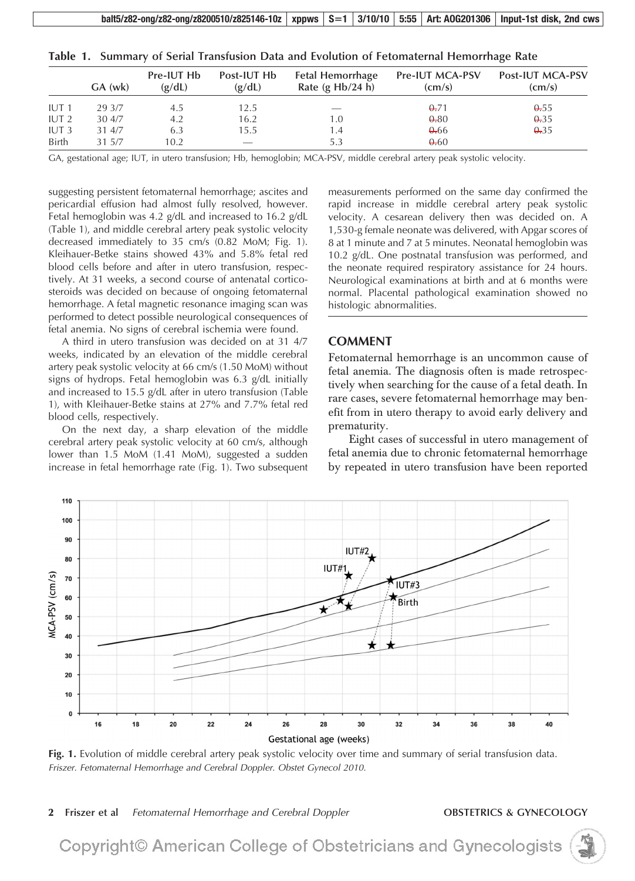**Table 1. Summary of Serial Transfusion Data and Evolution of Fetomaternal Hemorrhage Rate**

| | GA (wk) | Pre-IUT Hb (g/dL) | Post-IUT Hb (g/dL) | Fetal Hemorrhage Rate (g Hb/24 h) | Pre-IUT MCA-PSV (cm/s) | Post-IUT MCA-PSV (cm/s) |
|---|---|---|---|---|---|---|
| IUT 1 | 29 3/7 | 4.5 | 12.5 | — | ~~0.~~71 | ~~0.~~55 |
| IUT 2 | 30 4/7 | 4.2 | 16.2 | 1.0 | ~~0.~~80 | ~~0.~~35 |
| IUT 3 | 31 4/7 | 6.3 | 15.5 | 1.4 | ~~0.~~66 | ~~0.~~35 |
| Birth | 31 5/7 | 10.2 | — | 5.3 | ~~0.~~60 | |

GA, gestational age; IUT, in utero transfusion; Hb, hemoglobin; MCA-PSV, middle cerebral artery peak systolic velocity.

suggesting persistent fetomaternal hemorrhage; ascites and pericardial effusion had almost fully resolved, however. Fetal hemoglobin was 4.2 g/dL and increased to 16.2 g/dL (Table 1), and middle cerebral artery peak systolic velocity decreased immediately to 35 cm/s (0.82 MoM; Fig. 1). Kleihauer-Betke stains showed 43% and 5.8% fetal red blood cells before and after in utero transfusion, respectively. At 31 weeks, a second course of antenatal corticosteroids was decided on because of ongoing fetomaternal hemorrhage. A fetal magnetic resonance imaging scan was performed to detect possible neurological consequences of fetal anemia. No signs of cerebral ischemia were found.

A third in utero transfusion was decided on at 31 4/7 weeks, indicated by an elevation of the middle cerebral artery peak systolic velocity at 66 cm/s (1.50 MoM) without signs of hydrops. Fetal hemoglobin was 6.3 g/dL initially and increased to 15.5 g/dL after in utero transfusion (Table 1), with Kleihauer-Betke stains at 27% and 7.7% fetal red blood cells, respectively.

On the next day, a sharp elevation of the middle cerebral artery peak systolic velocity at 60 cm/s, although lower than 1.5 MoM (1.41 MoM), suggested a sudden increase in fetal hemorrhage rate (Fig. 1). Two subsequent measurements performed on the same day confirmed the rapid increase in middle cerebral artery peak systolic velocity. A cesarean delivery then was decided on. A 1,530-g female neonate was delivered, with Apgar scores of 8 at 1 minute and 7 at 5 minutes. Neonatal hemoglobin was 10.2 g/dL. One postnatal transfusion was performed, and the neonate required respiratory assistance for 24 hours. Neurological examinations at birth and at 6 months were normal. Placental pathological examination showed no histologic abnormalities.

## COMMENT

Fetomaternal hemorrhage is an uncommon cause of fetal anemia. The diagnosis often is made retrospectively when searching for the cause of a fetal death. In rare cases, severe fetomaternal hemorrhage may benefit from in utero therapy to avoid early delivery and prematurity.

Eight cases of successful in utero management of fetal anemia due to chronic fetomaternal hemorrhage by repeated in utero transfusion have been reported

**Fig. 1.** Evolution of middle cerebral artery peak systolic velocity over time and summary of serial transfusion data.
*Friszer. Fetomaternal Hemorrhage and Cerebral Doppler. Obstet Gynecol 2010.*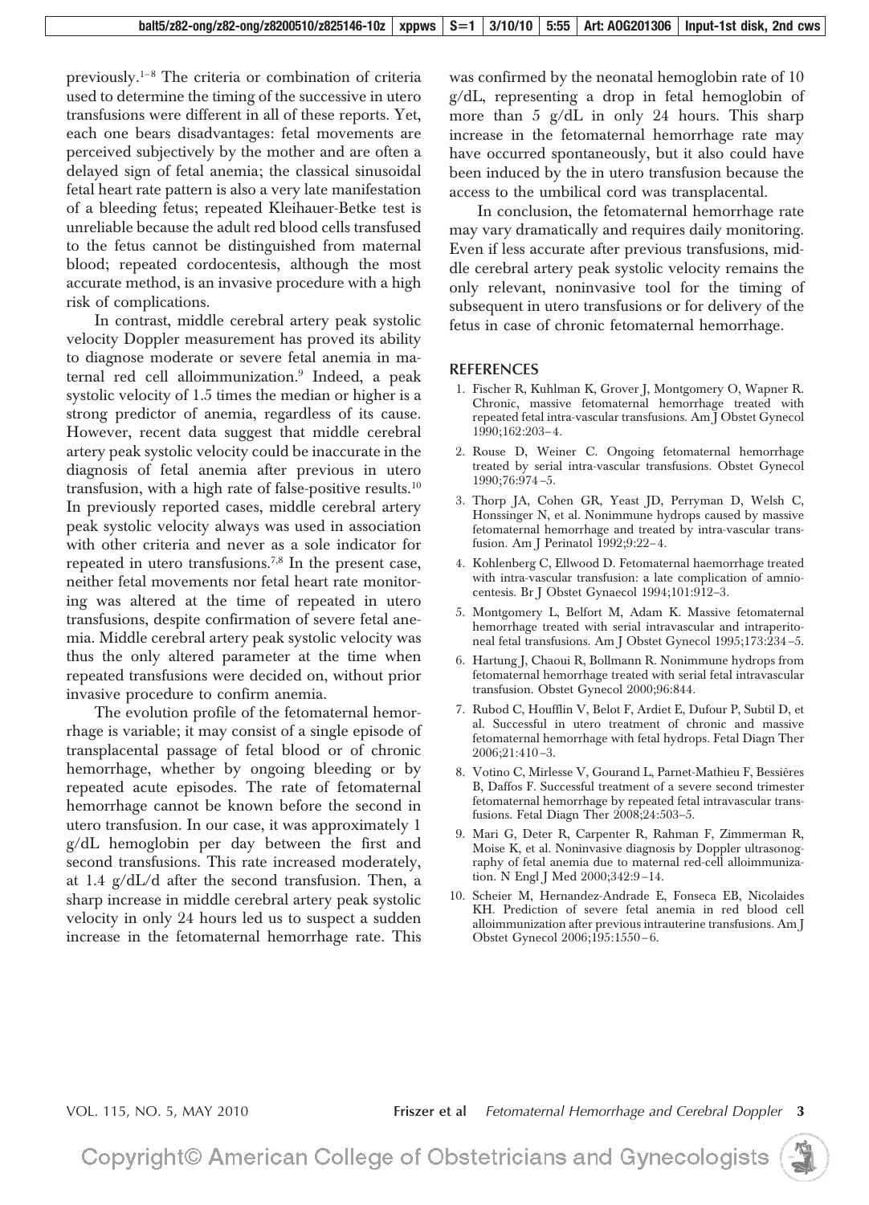previously.[1–8] The criteria or combination of criteria used to determine the timing of the successive in utero transfusions were different in all of these reports. Yet, each one bears disadvantages: fetal movements are perceived subjectively by the mother and are often a delayed sign of fetal anemia; the classical sinusoidal fetal heart rate pattern is also a very late manifestation of a bleeding fetus; repeated Kleihauer-Betke test is unreliable because the adult red blood cells transfused to the fetus cannot be distinguished from maternal blood; repeated cordocentesis, although the most accurate method, is an invasive procedure with a high risk of complications.

In contrast, middle cerebral artery peak systolic velocity Doppler measurement has proved its ability to diagnose moderate or severe fetal anemia in maternal red cell alloimmunization.[9] Indeed, a peak systolic velocity of 1.5 times the median or higher is a strong predictor of anemia, regardless of its cause. However, recent data suggest that middle cerebral artery peak systolic velocity could be inaccurate in the diagnosis of fetal anemia after previous in utero transfusion, with a high rate of false-positive results.[10] In previously reported cases, middle cerebral artery peak systolic velocity always was used in association with other criteria and never as a sole indicator for repeated in utero transfusions.[7,8] In the present case, neither fetal movements nor fetal heart rate monitoring was altered at the time of repeated in utero transfusions, despite confirmation of severe fetal anemia. Middle cerebral artery peak systolic velocity was thus the only altered parameter at the time when repeated transfusions were decided on, without prior invasive procedure to confirm anemia.

The evolution profile of the fetomaternal hemorrhage is variable; it may consist of a single episode of transplacental passage of fetal blood or of chronic hemorrhage, whether by ongoing bleeding or by repeated acute episodes. The rate of fetomaternal hemorrhage cannot be known before the second in utero transfusion. In our case, it was approximately 1 g/dL hemoglobin per day between the first and second transfusions. This rate increased moderately, at 1.4 g/dL/d after the second transfusion. Then, a sharp increase in middle cerebral artery peak systolic velocity in only 24 hours led us to suspect a sudden increase in the fetomaternal hemorrhage rate. This was confirmed by the neonatal hemoglobin rate of 10 g/dL, representing a drop in fetal hemoglobin of more than 5 g/dL in only 24 hours. This sharp increase in the fetomaternal hemorrhage rate may have occurred spontaneously, but it also could have been induced by the in utero transfusion because the access to the umbilical cord was transplacental.

In conclusion, the fetomaternal hemorrhage rate may vary dramatically and requires daily monitoring. Even if less accurate after previous transfusions, middle cerebral artery peak systolic velocity remains the only relevant, noninvasive tool for the timing of subsequent in utero transfusions or for delivery of the fetus in case of chronic fetomaternal hemorrhage.

## REFERENCES

1. Fischer R, Kuhlman K, Grover J, Montgomery O, Wapner R. Chronic, massive fetomaternal hemorrhage treated with repeated fetal intra-vascular transfusions. Am J Obstet Gynecol 1990;162:203–4.
2. Rouse D, Weiner C. Ongoing fetomaternal hemorrhage treated by serial intra-vascular transfusions. Obstet Gynecol 1990;76:974–5.
3. Thorp JA, Cohen GR, Yeast JD, Perryman D, Welsh C, Honssinger N, et al. Nonimmune hydrops caused by massive fetomaternal hemorrhage and treated by intra-vascular transfusion. Am J Perinatol 1992;9:22–4.
4. Kohlenberg C, Ellwood D. Fetomaternal haemorrhage treated with intra-vascular transfusion: a late complication of amniocentesis. Br J Obstet Gynaecol 1994;101:912–3.
5. Montgomery L, Belfort M, Adam K. Massive fetomaternal hemorrhage treated with serial intravascular and intraperitoneal fetal transfusions. Am J Obstet Gynecol 1995;173:234–5.
6. Hartung J, Chaoui R, Bollmann R. Nonimmune hydrops from fetomaternal hemorrhage treated with serial fetal intravascular transfusion. Obstet Gynecol 2000;96:844.
7. Rubod C, Houfflin V, Belot F, Ardiet E, Dufour P, Subtil D, et al. Successful in utero treatment of chronic and massive fetomaternal hemorrhage with fetal hydrops. Fetal Diagn Ther 2006;21:410–3.
8. Votino C, Mirlesse V, Gourand L, Parnet-Mathieu F, Bessières B, Daffos F. Successful treatment of a severe second trimester fetomaternal hemorrhage by repeated fetal intravascular transfusions. Fetal Diagn Ther 2008;24:503–5.
9. Mari G, Deter R, Carpenter R, Rahman F, Zimmerman R, Moise K, et al. Noninvasive diagnosis by Doppler ultrasonography of fetal anemia due to maternal red-cell alloimmunization. N Engl J Med 2000;342:9–14.
10. Scheier M, Hernandez-Andrade E, Fonseca EB, Nicolaides KH. Prediction of severe fetal anemia in red blood cell alloimmunization after previous intrauterine transfusions. Am J Obstet Gynecol 2006;195:1550–6.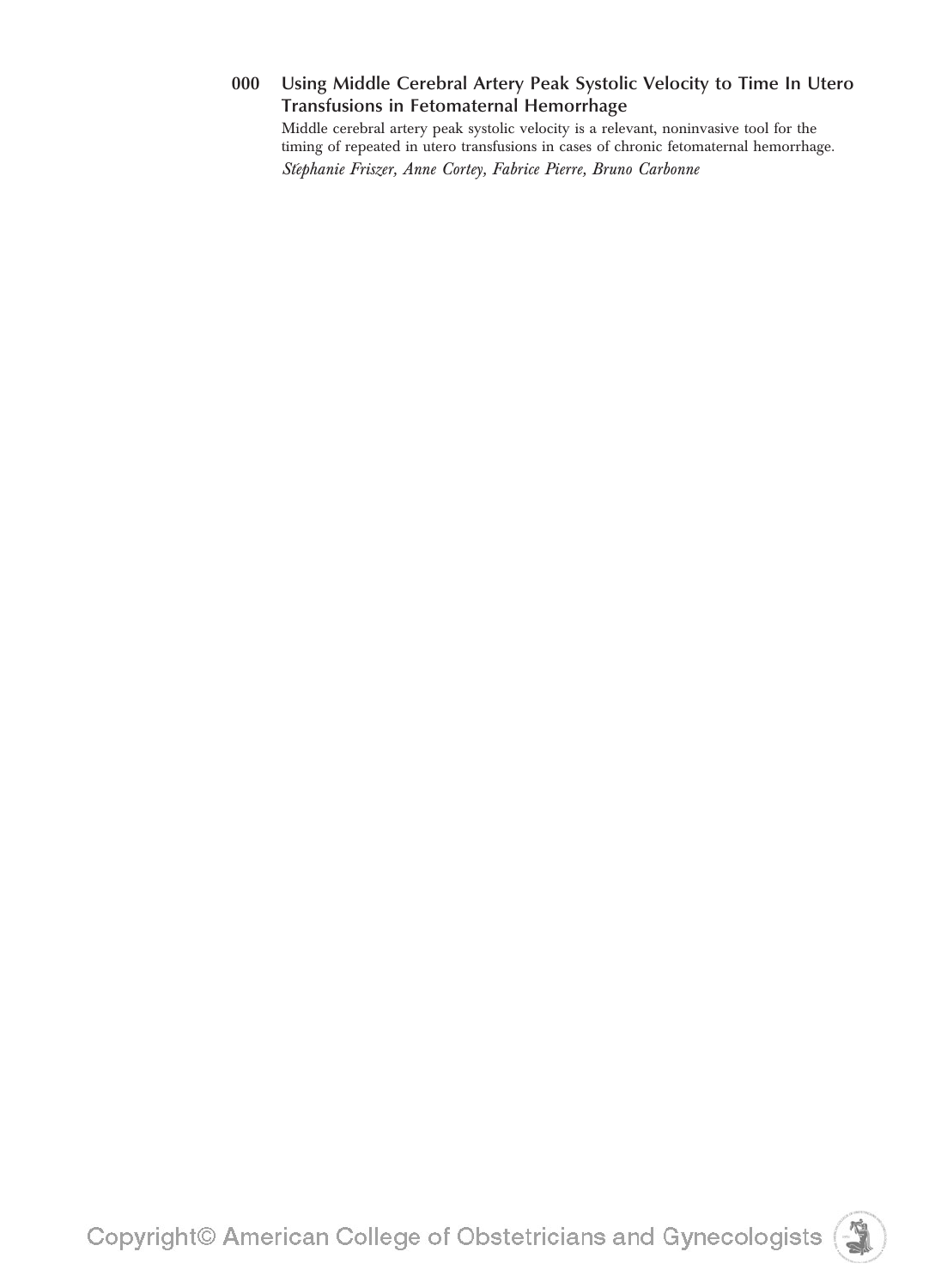**000 Using Middle Cerebral Artery Peak Systolic Velocity to Time In Utero Transfusions in Fetomaternal Hemorrhage**

Middle cerebral artery peak systolic velocity is a relevant, noninvasive tool for the timing of repeated in utero transfusions in cases of chronic fetomaternal hemorrhage.

*Stéphanie Friszer, Anne Cortey, Fabrice Pierre, Bruno Carbonne*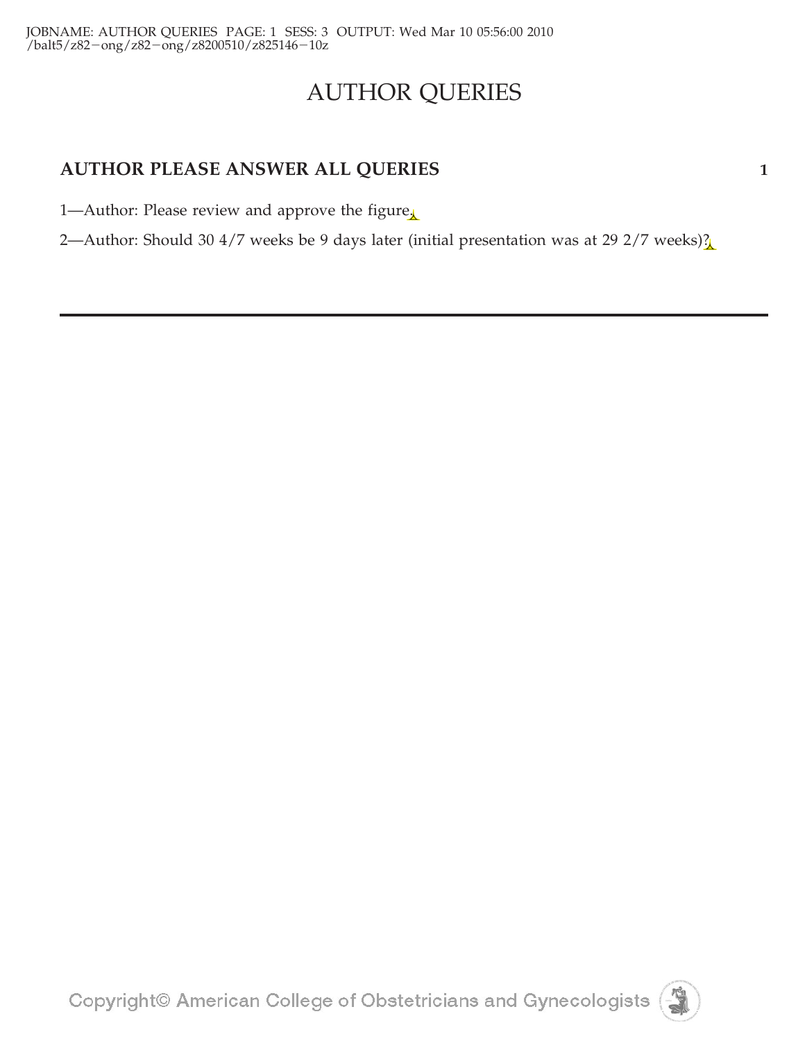# AUTHOR QUERIES

## AUTHOR PLEASE ANSWER ALL QUERIES

1—Author: Please review and approve the figure.

2—Author: Should 30 4/7 weeks be 9 days later (initial presentation was at 29 2/7 weeks)?